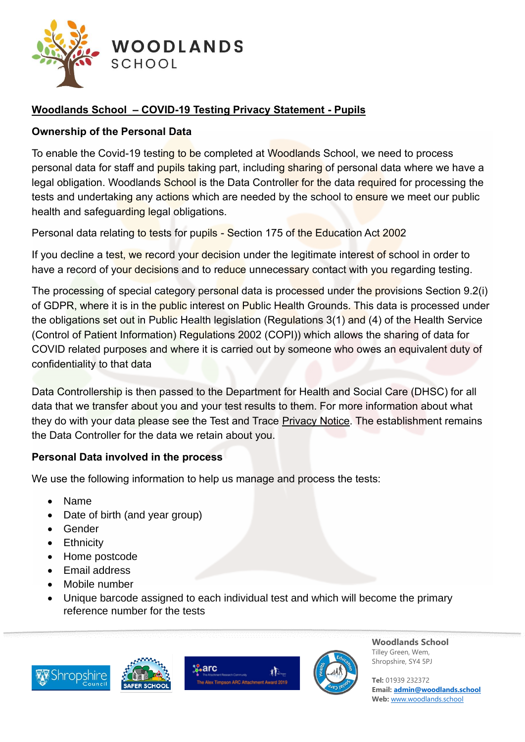# Woodlands School – COVID-19 Testing Privacy Statement - Pupils

## Ownership of the Personal Data

To enable the Covid-19 testing to be completed at Woodlands School, we need to process personal data for staff and pupils taking part, including sharing of personal data where we have a legal obligation. Woodlands School is the Data Controller for the data required for processing the tests and undertaking any actions which are needed by the school to ensure we meet our public health and safeguarding legal obligations.

Personal data relating to tests for pupils - Section 175 of the Education Act 2002

If you decline a test, we record your decision under the legitimate interest of school in order to have a record of your decisions and to reduce unnecessary contact with you regarding testing.

The processing of special category personal data is processed under the provisions Section 9.2(i) of GDPR, where it is in the public interest on Public Health Grounds. This data is processed under the obligations set out in Public Health legislation (Regulations 3(1) and (4) of the Health Service (Control of Patient Information) Regulations 2002 (COPI)) which allows the sharing of data for COVID related purposes and where it is carried out by someone who owes an equivalent duty of confidentiality to that data

Data Controllership is then passed to the Department for Health and Social Care (DHSC) for all data that we transfer about you and your test results to them. For more information about what they do with your data please see the Test and Trace Privacy Notice. The establishment remains the Data Controller for the data we retain about you.

## Personal Data involved in the process

We use the following information to help us manage and process the tests:

- Name
- Date of birth (and year group)
- Gender
- Ethnicity
- Home postcode
- Email address
- Mobile number
- Unique barcode assigned to each individual test and which will become the primary reference number for the tests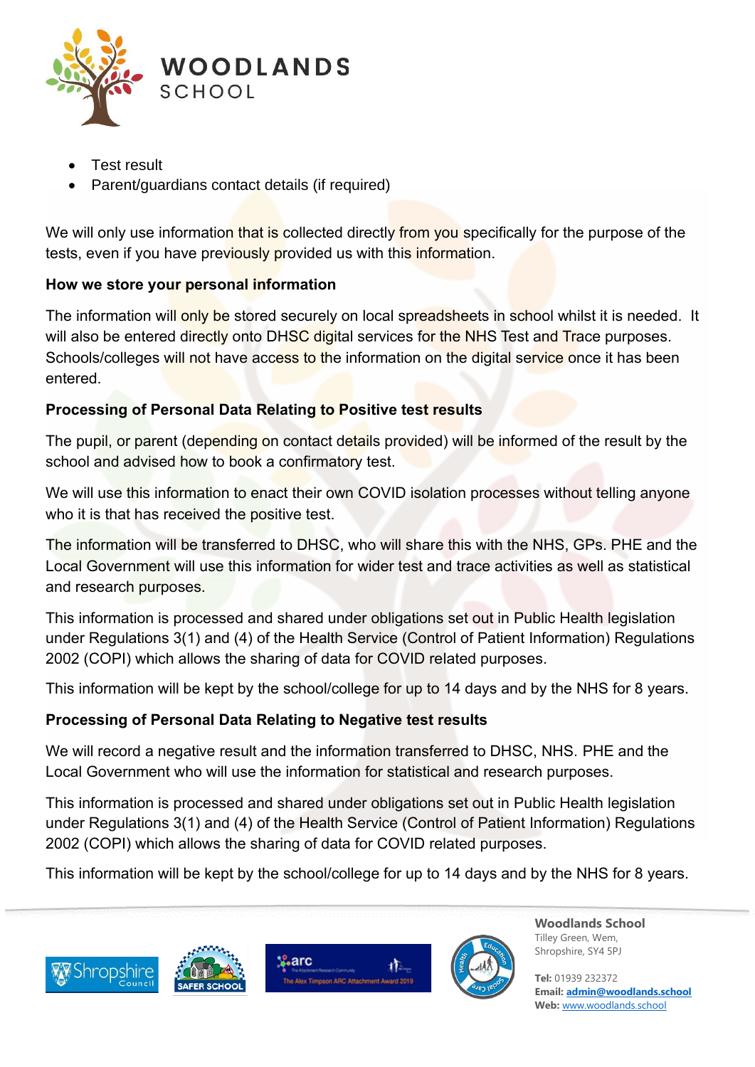- Test result
- Parent/guardians contact details (if required)

We will only use information that is collected directly from you specifically for the purpose of the tests, even if you have previously provided us with this information.

**How we store your personal information**

The information will only be stored securely on local spreadsheets in school whilst it is needed. It will also be entered directly onto DHSC digital services for the NHS Test and Trace purposes. Schools/colleges will not have access to the information on the digital service once it has been entered.

**Processing of Personal Data Relating to Positive test results**

The pupil, or parent (depending on contact details provided) will be informed of the result by the school and advised how to book a confirmatory test.

We will use this information to enact their own COVID isolation processes without telling anyone who it is that has received the positive test.

The information will be transferred to DHSC, who will share this with the NHS, GPs. PHE and the Local Government will use this information for wider test and trace activities as well as statistical and research purposes.

This information is processed and shared under obligations set out in Public Health legislation under Regulations 3(1) and (4) of the Health Service (Control of Patient Information) Regulations 2002 (COPI) which allows the sharing of data for COVID related purposes.

This information will be kept by the school/college for up to 14 days and by the NHS for 8 years.

**Processing of Personal Data Relating to Negative test results**

We will record a negative result and the information transferred to DHSC, NHS. PHE and the Local Government who will use the information for statistical and research purposes.

This information is processed and shared under obligations set out in Public Health legislation under Regulations 3(1) and (4) of the Health Service (Control of Patient Information) Regulations 2002 (COPI) which allows the sharing of data for COVID related purposes.

This information will be kept by the school/college for up to 14 days and by the NHS for 8 years.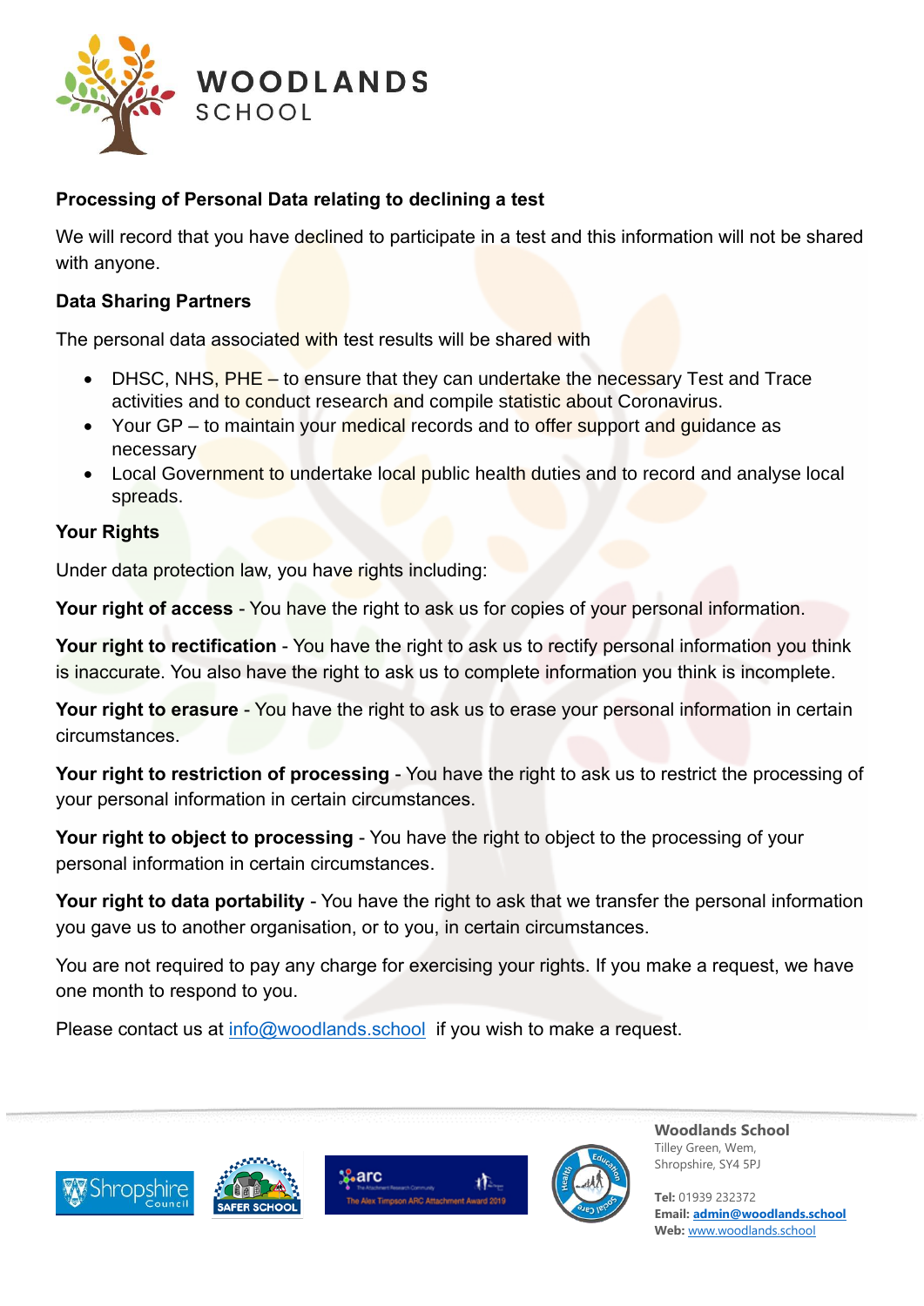**Processing of Personal Data relating to declining a test**

We will record that you have declined to participate in a test and this information will not be shared with anyone.

**Data Sharing Partners**

The personal data associated with test results will be shared with

- DHSC, NHS, PHE – to ensure that they can undertake the necessary Test and Trace activities and to conduct research and compile statistic about Coronavirus.
- Your GP – to maintain your medical records and to offer support and guidance as necessary
- Local Government to undertake local public health duties and to record and analyse local spreads.

**Your Rights**

Under data protection law, you have rights including:

**Your right of access** - You have the right to ask us for copies of your personal information.

**Your right to rectification** - You have the right to ask us to rectify personal information you think is inaccurate. You also have the right to ask us to complete information you think is incomplete.

**Your right to erasure** - You have the right to ask us to erase your personal information in certain circumstances.

**Your right to restriction of processing** - You have the right to ask us to restrict the processing of your personal information in certain circumstances.

**Your right to object to processing** - You have the right to object to the processing of your personal information in certain circumstances.

**Your right to data portability** - You have the right to ask that we transfer the personal information you gave us to another organisation, or to you, in certain circumstances.

You are not required to pay any charge for exercising your rights. If you make a request, we have one month to respond to you.

Please contact us at info@woodlands.school if you wish to make a request.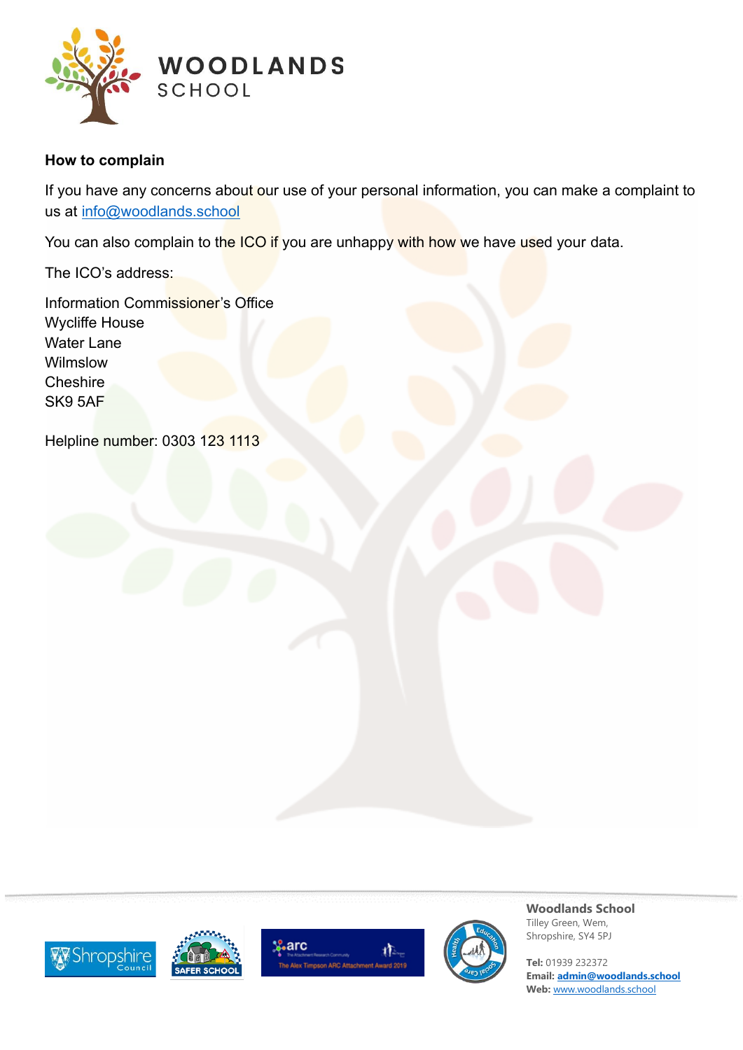## How to complain

If you have any concerns about our use of your personal information, you can make a complaint to us at info@woodlands.school

You can also complain to the ICO if you are unhappy with how we have used your data.

The ICO's address:

Information Commissioner's Office
Wycliffe House
Water Lane
Wilmslow
Cheshire
SK9 5AF

Helpline number: 0303 123 1113